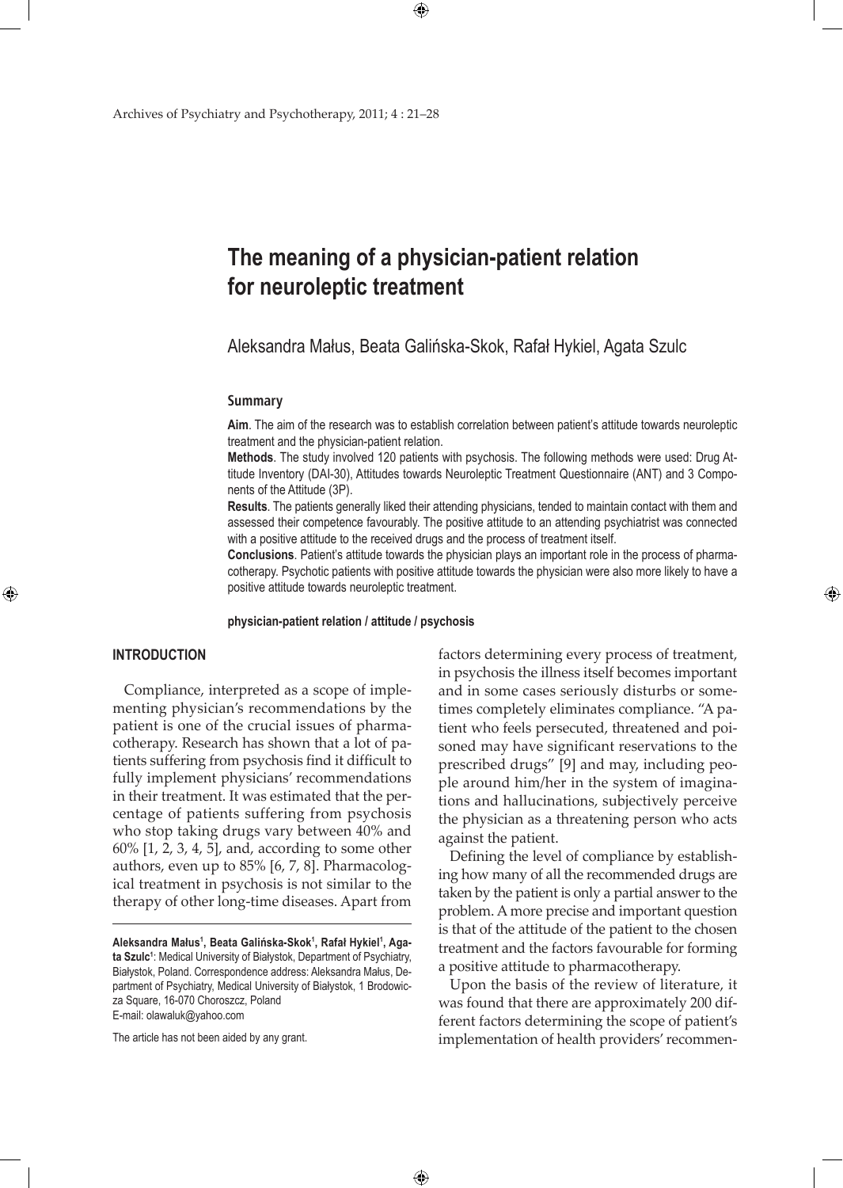# The meaning of a physician-patient relation for neuroleptic treatment

Aleksandra Małus, Beata Galińska-Skok, Rafał Hykiel, Agata Szulc

## Summary

**Aim**. The aim of the research was to establish correlation between patient's attitude towards neuroleptic treatment and the physician-patient relation.

**Methods**. The study involved 120 patients with psychosis. The following methods were used: Drug Attitude Inventory (DAI-30), Attitudes towards Neuroleptic Treatment Questionnaire (ANT) and 3 Components of the Attitude (3P).

**Results**. The patients generally liked their attending physicians, tended to maintain contact with them and assessed their competence favourably. The positive attitude to an attending psychiatrist was connected with a positive attitude to the received drugs and the process of treatment itself.

**Conclusions**. Patient's attitude towards the physician plays an important role in the process of pharmacotherapy. Psychotic patients with positive attitude towards the physician were also more likely to have a positive attitude towards neuroleptic treatment.

**physician-patient relation / attitude / psychosis**

## INTRODUCTION

Compliance, interpreted as a scope of implementing physician's recommendations by the patient is one of the crucial issues of pharmacotherapy. Research has shown that a lot of patients suffering from psychosis find it difficult to fully implement physicians' recommendations in their treatment. It was estimated that the percentage of patients suffering from psychosis who stop taking drugs vary between 40% and 60% [1, 2, 3, 4, 5], and, according to some other authors, even up to 85% [6, 7, 8]. Pharmacological treatment in psychosis is not similar to the therapy of other long-time diseases. Apart from factors determining every process of treatment, in psychosis the illness itself becomes important and in some cases seriously disturbs or sometimes completely eliminates compliance. "A patient who feels persecuted, threatened and poisoned may have significant reservations to the prescribed drugs" [9] and may, including people around him/her in the system of imaginations and hallucinations, subjectively perceive the physician as a threatening person who acts against the patient.

Defining the level of compliance by establishing how many of all the recommended drugs are taken by the patient is only a partial answer to the problem. A more precise and important question is that of the attitude of the patient to the chosen treatment and the factors favourable for forming a positive attitude to pharmacotherapy.

Upon the basis of the review of literature, it was found that there are approximately 200 different factors determining the scope of patient's implementation of health providers' recommen-

---

**Aleksandra Małus[1], Beata Galińska-Skok[1], Rafał Hykiel[1], Agata Szulc[1]**: Medical University of Białystok, Department of Psychiatry, Białystok, Poland. Correspondence address: Aleksandra Małus, Department of Psychiatry, Medical University of Białystok, 1 Brodowicza Square, 16-070 Choroszcz, Poland
E-mail: olawaluk@yahoo.com

The article has not been aided by any grant.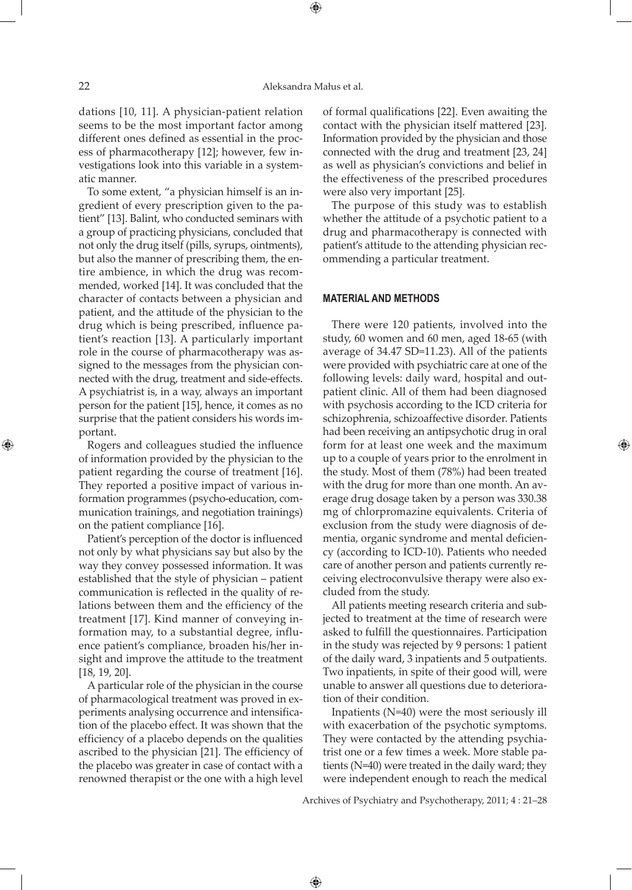dations [10, 11]. A physician-patient relation seems to be the most important factor among different ones defined as essential in the process of pharmacotherapy [12]; however, few investigations look into this variable in a systematic manner.

To some extent, "a physician himself is an ingredient of every prescription given to the patient" [13]. Balint, who conducted seminars with a group of practicing physicians, concluded that not only the drug itself (pills, syrups, ointments), but also the manner of prescribing them, the entire ambience, in which the drug was recommended, worked [14]. It was concluded that the character of contacts between a physician and patient, and the attitude of the physician to the drug which is being prescribed, influence patient's reaction [13]. A particularly important role in the course of pharmacotherapy was assigned to the messages from the physician connected with the drug, treatment and side-effects. A psychiatrist is, in a way, always an important person for the patient [15], hence, it comes as no surprise that the patient considers his words important.

Rogers and colleagues studied the influence of information provided by the physician to the patient regarding the course of treatment [16]. They reported a positive impact of various information programmes (psycho-education, communication trainings, and negotiation trainings) on the patient compliance [16].

Patient's perception of the doctor is influenced not only by what physicians say but also by the way they convey possessed information. It was established that the style of physician – patient communication is reflected in the quality of relations between them and the efficiency of the treatment [17]. Kind manner of conveying information may, to a substantial degree, influence patient's compliance, broaden his/her insight and improve the attitude to the treatment [18, 19, 20].

A particular role of the physician in the course of pharmacological treatment was proved in experiments analysing occurrence and intensification of the placebo effect. It was shown that the efficiency of a placebo depends on the qualities ascribed to the physician [21]. The efficiency of the placebo was greater in case of contact with a renowned therapist or the one with a high level of formal qualifications [22]. Even awaiting the contact with the physician itself mattered [23]. Information provided by the physician and those connected with the drug and treatment [23, 24] as well as physician's convictions and belief in the effectiveness of the prescribed procedures were also very important [25].

The purpose of this study was to establish whether the attitude of a psychotic patient to a drug and pharmacotherapy is connected with patient's attitude to the attending physician recommending a particular treatment.

## MATERIAL AND METHODS

There were 120 patients, involved into the study, 60 women and 60 men, aged 18-65 (with average of 34.47 SD=11.23). All of the patients were provided with psychiatric care at one of the following levels: daily ward, hospital and outpatient clinic. All of them had been diagnosed with psychosis according to the ICD criteria for schizophrenia, schizoaffective disorder. Patients had been receiving an antipsychotic drug in oral form for at least one week and the maximum up to a couple of years prior to the enrolment in the study. Most of them (78%) had been treated with the drug for more than one month. An average drug dosage taken by a person was 330.38 mg of chlorpromazine equivalents. Criteria of exclusion from the study were diagnosis of dementia, organic syndrome and mental deficiency (according to ICD-10). Patients who needed care of another person and patients currently receiving electroconvulsive therapy were also excluded from the study.

All patients meeting research criteria and subjected to treatment at the time of research were asked to fulfill the questionnaires. Participation in the study was rejected by 9 persons: 1 patient of the daily ward, 3 inpatients and 5 outpatients. Two inpatients, in spite of their good will, were unable to answer all questions due to deterioration of their condition.

Inpatients (N=40) were the most seriously ill with exacerbation of the psychotic symptoms. They were contacted by the attending psychiatrist one or a few times a week. More stable patients (N=40) were treated in the daily ward; they were independent enough to reach the medical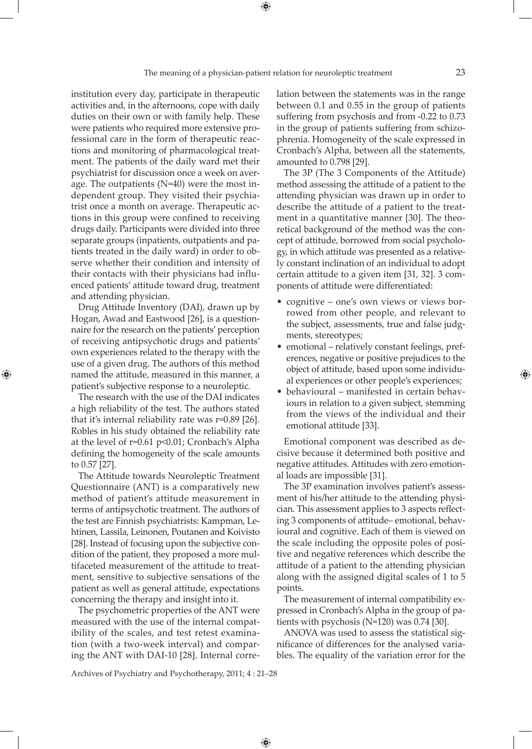institution every day, participate in therapeutic activities and, in the afternoons, cope with daily duties on their own or with family help. These were patients who required more extensive professional care in the form of therapeutic reactions and monitoring of pharmacological treatment. The patients of the daily ward met their psychiatrist for discussion once a week on average. The outpatients (N=40) were the most independent group. They visited their psychiatrist once a month on average. Therapeutic actions in this group were confined to receiving drugs daily. Participants were divided into three separate groups (inpatients, outpatients and patients treated in the daily ward) in order to observe whether their condition and intensity of their contacts with their physicians had influenced patients' attitude toward drug, treatment and attending physician.

Drug Attitude Inventory (DAI), drawn up by Hogan, Awad and Eastwood [26], is a questionnaire for the research on the patients' perception of receiving antipsychotic drugs and patients' own experiences related to the therapy with the use of a given drug. The authors of this method named the attitude, measured in this manner, a patient's subjective response to a neuroleptic.

The research with the use of the DAI indicates a high reliability of the test. The authors stated that it's internal reliability rate was r=0.89 [26]. Robles in his study obtained the reliability rate at the level of r=0.61 $p<0.01$; Cronbach's Alpha defining the homogeneity of the scale amounts to 0.57 [27].

The Attitude towards Neuroleptic Treatment Questionnaire (ANT) is a comparatively new method of patient's attitude measurement in terms of antipsychotic treatment. The authors of the test are Finnish psychiatrists: Kampman, Lehtinen, Lassila, Leinonen, Poutanen and Koivisto [28]. Instead of focusing upon the subjective condition of the patient, they proposed a more multifaceted measurement of the attitude to treatment, sensitive to subjective sensations of the patient as well as general attitude, expectations concerning the therapy and insight into it.

The psychometric properties of the ANT were measured with the use of the internal compatibility of the scales, and test retest examination (with a two-week interval) and comparing the ANT with DAI-10 [28]. Internal correlation between the statements was in the range between 0.1 and 0.55 in the group of patients suffering from psychosis and from -0.22 to 0.73 in the group of patients suffering from schizophrenia. Homogeneity of the scale expressed in Cronbach's Alpha, between all the statements, amounted to 0.798 [29].

The 3P (The 3 Components of the Attitude) method assessing the attitude of a patient to the attending physician was drawn up in order to describe the attitude of a patient to the treatment in a quantitative manner [30]. The theoretical background of the method was the concept of attitude, borrowed from social psychology, in which attitude was presented as a relatively constant inclination of an individual to adopt certain attitude to a given item [31, 32]. 3 components of attitude were differentiated:

- cognitive – one's own views or views borrowed from other people, and relevant to the subject, assessments, true and false judgments, stereotypes;
- emotional – relatively constant feelings, preferences, negative or positive prejudices to the object of attitude, based upon some individual experiences or other people's experiences;
- behavioural – manifested in certain behaviours in relation to a given subject, stemming from the views of the individual and their emotional attitude [33].

Emotional component was described as decisive because it determined both positive and negative attitudes. Attitudes with zero emotional loads are impossible [31].

The 3P examination involves patient's assessment of his/her attitude to the attending physician. This assessment applies to 3 aspects reflecting 3 components of attitude– emotional, behavioural and cognitive. Each of them is viewed on the scale including the opposite poles of positive and negative references which describe the attitude of a patient to the attending physician along with the assigned digital scales of 1 to 5 points.

The measurement of internal compatibility expressed in Cronbach's Alpha in the group of patients with psychosis (N=120) was 0.74 [30].

ANOVA was used to assess the statistical significance of differences for the analysed variables. The equality of the variation error for the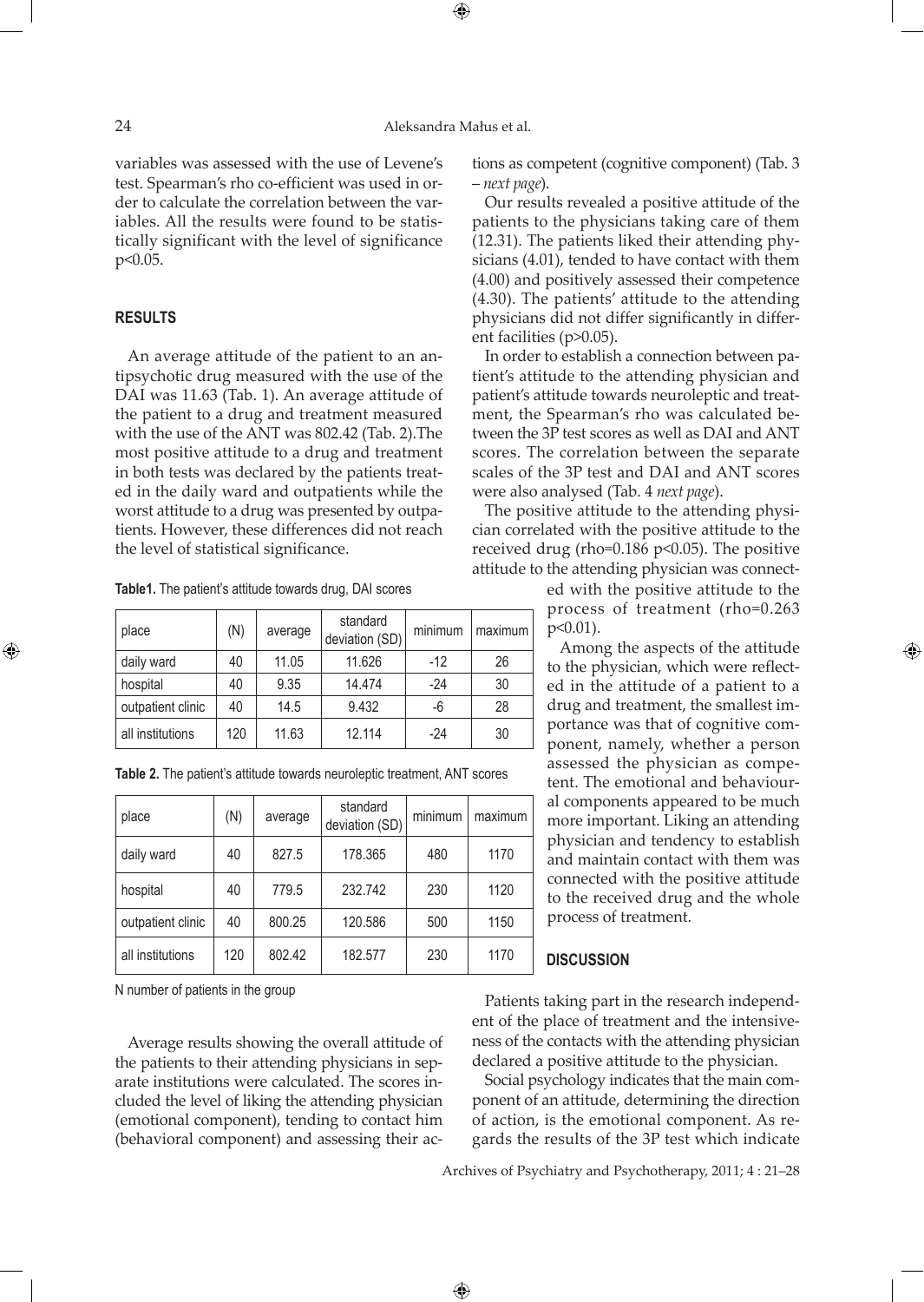variables was assessed with the use of Levene's test. Spearman's rho co-efficient was used in order to calculate the correlation between the variables. All the results were found to be statistically significant with the level of significance $p<0.05$.

## RESULTS

An average attitude of the patient to an antipsychotic drug measured with the use of the DAI was 11.63 (Tab. 1). An average attitude of the patient to a drug and treatment measured with the use of the ANT was 802.42 (Tab. 2).The most positive attitude to a drug and treatment in both tests was declared by the patients treated in the daily ward and outpatients while the worst attitude to a drug was presented by outpatients. However, these differences did not reach the level of statistical significance.

**Table1.** The patient's attitude towards drug, DAI scores

| place | (N) | average | standard deviation (SD) | minimum | maximum |
|---|---|---|---|---|---|
| daily ward | 40 | 11.05 | 11.626 | -12 | 26 |
| hospital | 40 | 9.35 | 14.474 | -24 | 30 |
| outpatient clinic | 40 | 14.5 | 9.432 | -6 | 28 |
| all institutions | 120 | 11.63 | 12.114 | -24 | 30 |

**Table 2.** The patient's attitude towards neuroleptic treatment, ANT scores

| place | (N) | average | standard deviation (SD) | minimum | maximum |
|---|---|---|---|---|---|
| daily ward | 40 | 827.5 | 178.365 | 480 | 1170 |
| hospital | 40 | 779.5 | 232.742 | 230 | 1120 |
| outpatient clinic | 40 | 800.25 | 120.586 | 500 | 1150 |
| all institutions | 120 | 802.42 | 182.577 | 230 | 1170 |

N number of patients in the group

Average results showing the overall attitude of the patients to their attending physicians in separate institutions were calculated. The scores included the level of liking the attending physician (emotional component), tending to contact him (behavioral component) and assessing their actions as competent (cognitive component) (Tab. 3 – *next page*).

Our results revealed a positive attitude of the patients to the physicians taking care of them (12.31). The patients liked their attending physicians (4.01), tended to have contact with them (4.00) and positively assessed their competence (4.30). The patients' attitude to the attending physicians did not differ significantly in different facilities ($p>0.05$).

In order to establish a connection between patient's attitude to the attending physician and patient's attitude towards neuroleptic and treatment, the Spearman's rho was calculated between the 3P test scores as well as DAI and ANT scores. The correlation between the separate scales of the 3P test and DAI and ANT scores were also analysed (Tab. 4 *next page*).

The positive attitude to the attending physician correlated with the positive attitude to the received drug (rho=0.186 $p<0.05$). The positive attitude to the attending physician was connected with the positive attitude to the process of treatment (rho=0.263 $p<0.01$).

Among the aspects of the attitude to the physician, which were reflected in the attitude of a patient to a drug and treatment, the smallest importance was that of cognitive component, namely, whether a person assessed the physician as competent. The emotional and behavioural components appeared to be much more important. Liking an attending physician and tendency to establish and maintain contact with them was connected with the positive attitude to the received drug and the whole process of treatment.

## DISCUSSION

Patients taking part in the research independent of the place of treatment and the intensiveness of the contacts with the attending physician declared a positive attitude to the physician.

Social psychology indicates that the main component of an attitude, determining the direction of action, is the emotional component. As regards the results of the 3P test which indicate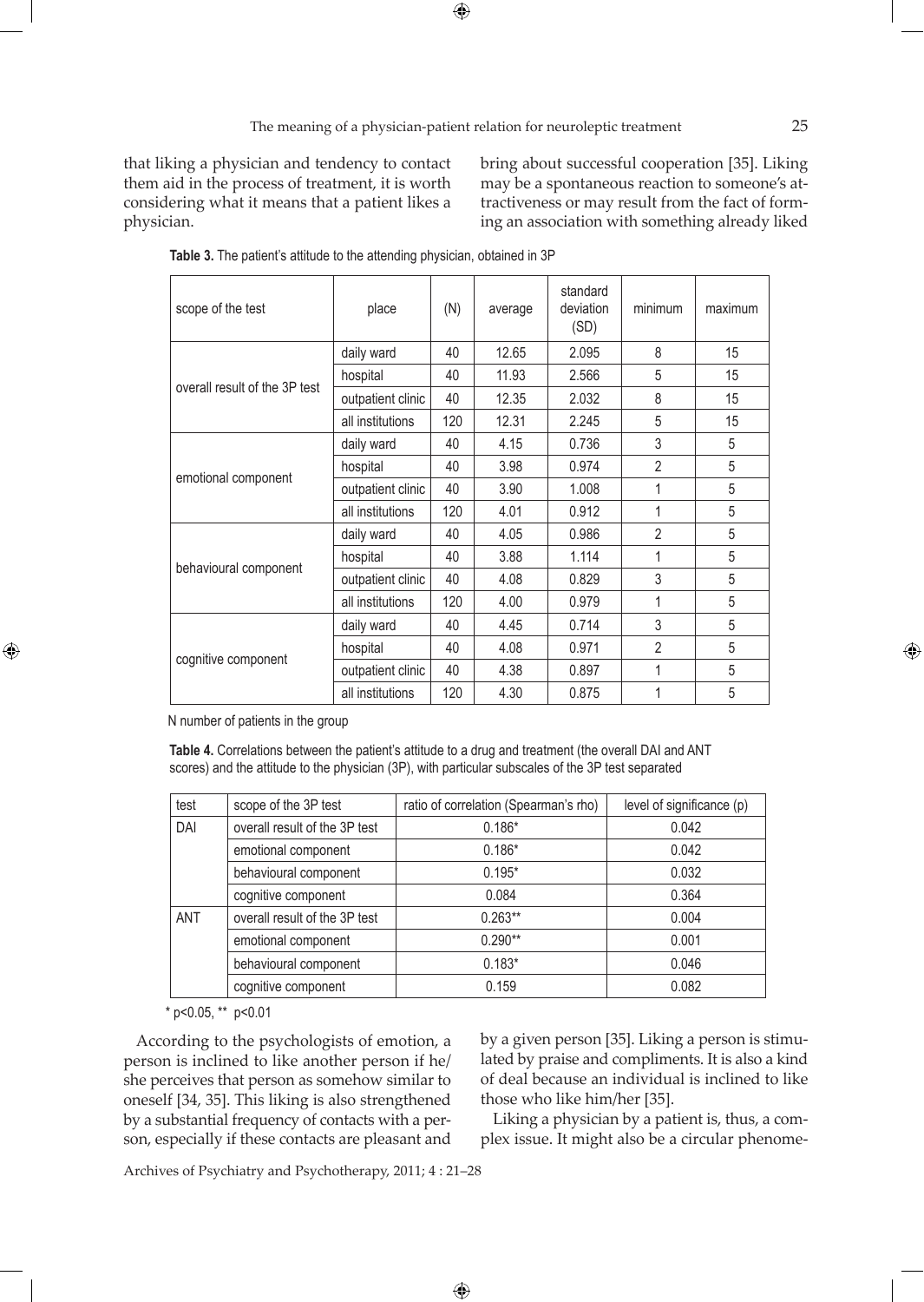that liking a physician and tendency to contact them aid in the process of treatment, it is worth considering what it means that a patient likes a physician.

bring about successful cooperation [35]. Liking may be a spontaneous reaction to someone's attractiveness or may result from the fact of forming an association with something already liked by a given person [35]. Liking a person is stimulated by praise and compliments. It is also a kind of deal because an individual is inclined to like those who like him/her [35].

**Table 3.** The patient's attitude to the attending physician, obtained in 3P

| scope of the test | place | (N) | average | standard deviation (SD) | minimum | maximum |
|---|---|---|---|---|---|---|
| overall result of the 3P test | daily ward | 40 | 12.65 | 2.095 | 8 | 15 |
| | hospital | 40 | 11.93 | 2.566 | 5 | 15 |
| | outpatient clinic | 40 | 12.35 | 2.032 | 8 | 15 |
| | all institutions | 120 | 12.31 | 2.245 | 5 | 15 |
| emotional component | daily ward | 40 | 4.15 | 0.736 | 3 | 5 |
| | hospital | 40 | 3.98 | 0.974 | 2 | 5 |
| | outpatient clinic | 40 | 3.90 | 1.008 | 1 | 5 |
| | all institutions | 120 | 4.01 | 0.912 | 1 | 5 |
| behavioural component | daily ward | 40 | 4.05 | 0.986 | 2 | 5 |
| | hospital | 40 | 3.88 | 1.114 | 1 | 5 |
| | outpatient clinic | 40 | 4.08 | 0.829 | 3 | 5 |
| | all institutions | 120 | 4.00 | 0.979 | 1 | 5 |
| cognitive component | daily ward | 40 | 4.45 | 0.714 | 3 | 5 |
| | hospital | 40 | 4.08 | 0.971 | 2 | 5 |
| | outpatient clinic | 40 | 4.38 | 0.897 | 1 | 5 |
| | all institutions | 120 | 4.30 | 0.875 | 1 | 5 |

N number of patients in the group

**Table 4.** Correlations between the patient's attitude to a drug and treatment (the overall DAI and ANT scores) and the attitude to the physician (3P), with particular subscales of the 3P test separated

| test | scope of the 3P test | ratio of correlation (Spearman's rho) | level of significance (p) |
|---|---|---|---|
| DAI | overall result of the 3P test | 0.186* | 0.042 |
| | emotional component | 0.186* | 0.042 |
| | behavioural component | 0.195* | 0.032 |
| | cognitive component | 0.084 | 0.364 |
| ANT | overall result of the 3P test | 0.263** | 0.004 |
| | emotional component | 0.290** | 0.001 |
| | behavioural component | 0.183* | 0.046 |
| | cognitive component | 0.159 | 0.082 |

\* $p<0.05$, ** $p<0.01$

According to the psychologists of emotion, a person is inclined to like another person if he/she perceives that person as somehow similar to oneself [34, 35]. This liking is also strengthened by a substantial frequency of contacts with a person, especially if these contacts are pleasant and

Liking a physician by a patient is, thus, a complex issue. It might also be a circular phenome-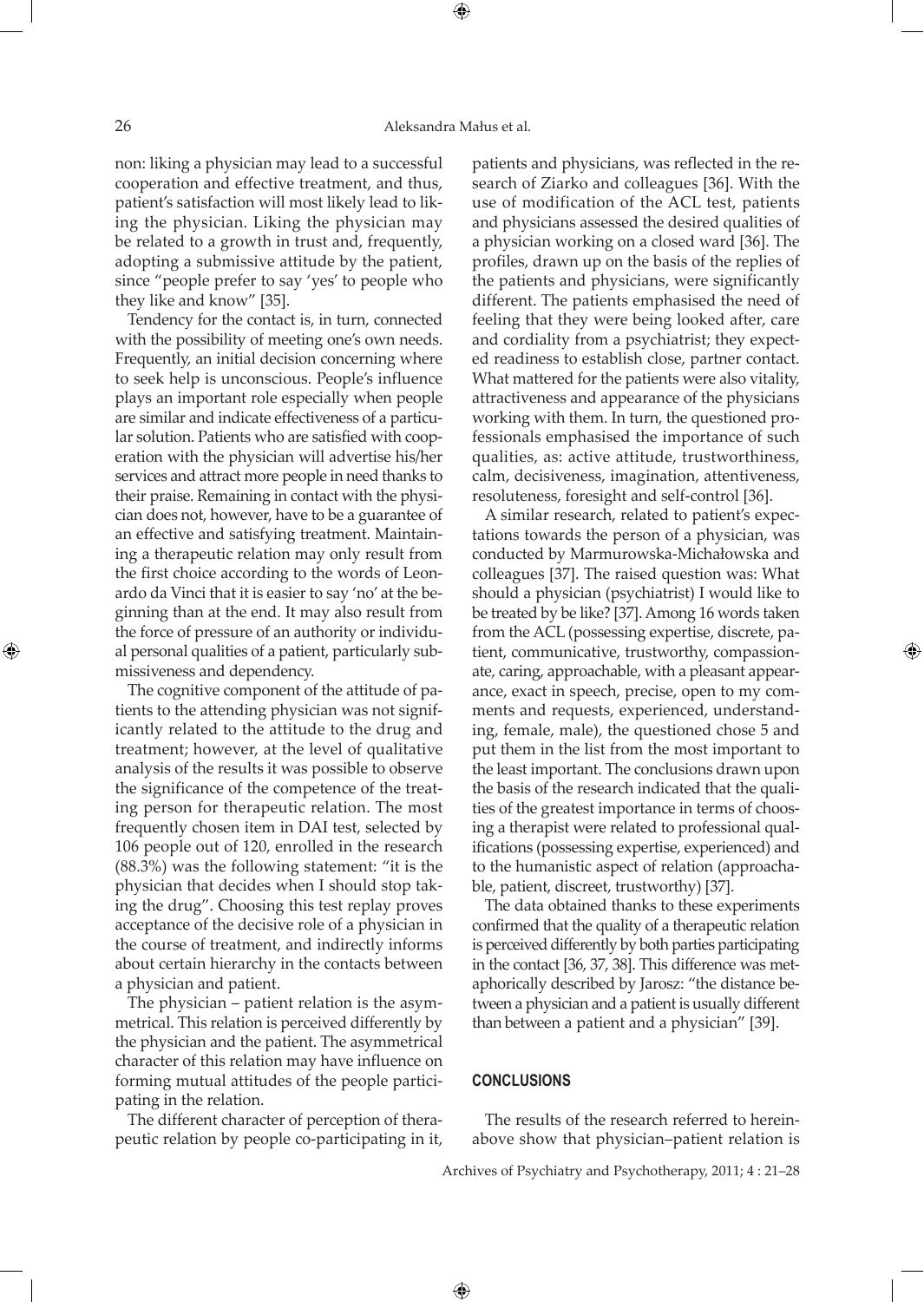non: liking a physician may lead to a successful cooperation and effective treatment, and thus, patient's satisfaction will most likely lead to liking the physician. Liking the physician may be related to a growth in trust and, frequently, adopting a submissive attitude by the patient, since "people prefer to say 'yes' to people who they like and know" [35].

Tendency for the contact is, in turn, connected with the possibility of meeting one's own needs. Frequently, an initial decision concerning where to seek help is unconscious. People's influence plays an important role especially when people are similar and indicate effectiveness of a particular solution. Patients who are satisfied with cooperation with the physician will advertise his/her services and attract more people in need thanks to their praise. Remaining in contact with the physician does not, however, have to be a guarantee of an effective and satisfying treatment. Maintaining a therapeutic relation may only result from the first choice according to the words of Leonardo da Vinci that it is easier to say 'no' at the beginning than at the end. It may also result from the force of pressure of an authority or individual personal qualities of a patient, particularly submissiveness and dependency.

The cognitive component of the attitude of patients to the attending physician was not significantly related to the attitude to the drug and treatment; however, at the level of qualitative analysis of the results it was possible to observe the significance of the competence of the treating person for therapeutic relation. The most frequently chosen item in DAI test, selected by 106 people out of 120, enrolled in the research (88.3%) was the following statement: "it is the physician that decides when I should stop taking the drug". Choosing this test replay proves acceptance of the decisive role of a physician in the course of treatment, and indirectly informs about certain hierarchy in the contacts between a physician and patient.

The physician – patient relation is the asymmetrical. This relation is perceived differently by the physician and the patient. The asymmetrical character of this relation may have influence on forming mutual attitudes of the people participating in the relation.

The different character of perception of therapeutic relation by people co-participating in it, patients and physicians, was reflected in the research of Ziarko and colleagues [36]. With the use of modification of the ACL test, patients and physicians assessed the desired qualities of a physician working on a closed ward [36]. The profiles, drawn up on the basis of the replies of the patients and physicians, were significantly different. The patients emphasised the need of feeling that they were being looked after, care and cordiality from a psychiatrist; they expected readiness to establish close, partner contact. What mattered for the patients were also vitality, attractiveness and appearance of the physicians working with them. In turn, the questioned professionals emphasised the importance of such qualities, as: active attitude, trustworthiness, calm, decisiveness, imagination, attentiveness, resoluteness, foresight and self-control [36].

A similar research, related to patient's expectations towards the person of a physician, was conducted by Marmurowska-Michałowska and colleagues [37]. The raised question was: What should a physician (psychiatrist) I would like to be treated by be like? [37]. Among 16 words taken from the ACL (possessing expertise, discrete, patient, communicative, trustworthy, compassionate, caring, approachable, with a pleasant appearance, exact in speech, precise, open to my comments and requests, experienced, understanding, female, male), the questioned chose 5 and put them in the list from the most important to the least important. The conclusions drawn upon the basis of the research indicated that the qualities of the greatest importance in terms of choosing a therapist were related to professional qualifications (possessing expertise, experienced) and to the humanistic aspect of relation (approachable, patient, discreet, trustworthy) [37].

The data obtained thanks to these experiments confirmed that the quality of a therapeutic relation is perceived differently by both parties participating in the contact [36, 37, 38]. This difference was metaphorically described by Jarosz: "the distance between a physician and a patient is usually different than between a patient and a physician" [39].

## CONCLUSIONS

The results of the research referred to hereinabove show that physician–patient relation is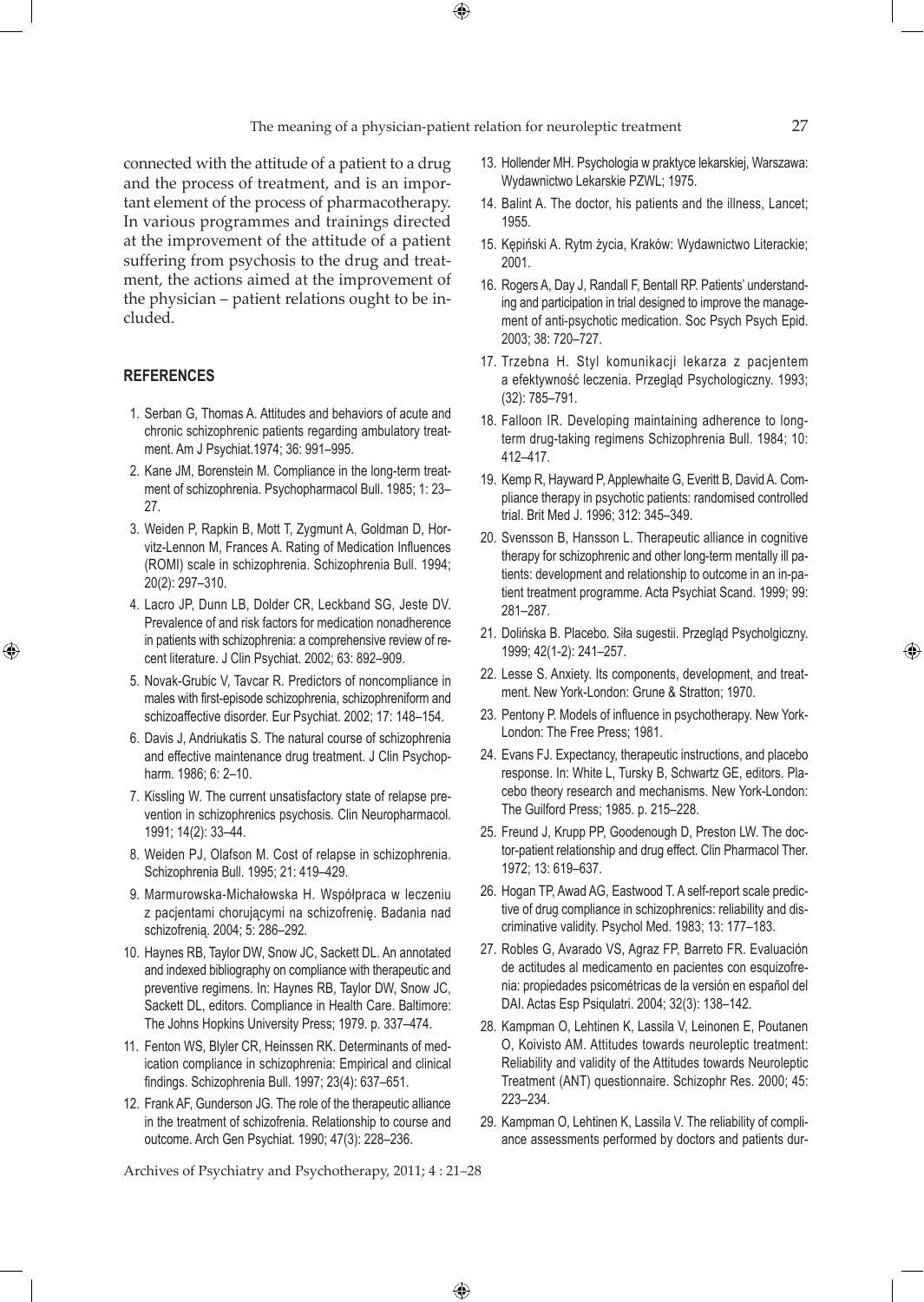connected with the attitude of a patient to a drug and the process of treatment, and is an important element of the process of pharmacotherapy. In various programmes and trainings directed at the improvement of the attitude of a patient suffering from psychosis to the drug and treatment, the actions aimed at the improvement of the physician – patient relations ought to be included.

## REFERENCES

1. Serban G, Thomas A. Attitudes and behaviors of acute and chronic schizophrenic patients regarding ambulatory treatment. Am J Psychiat.1974; 36: 991–995.
2. Kane JM, Borenstein M. Compliance in the long-term treatment of schizophrenia. Psychopharmacol Bull. 1985; 1: 23–27.
3. Weiden P, Rapkin B, Mott T, Zygmunt A, Goldman D, Horvitz-Lennon M, Frances A. Rating of Medication Influences (ROMI) scale in schizophrenia. Schizophrenia Bull. 1994; 20(2): 297–310.
4. Lacro JP, Dunn LB, Dolder CR, Leckband SG, Jeste DV. Prevalence of and risk factors for medication nonadherence in patients with schizophrenia: a comprehensive review of recent literature. J Clin Psychiat. 2002; 63: 892–909.
5. Novak-Grubic V, Tavcar R. Predictors of noncompliance in males with first-episode schizophrenia, schizophreniform and schizoaffective disorder. Eur Psychiat. 2002; 17: 148–154.
6. Davis J, Andriukatis S. The natural course of schizophrenia and effective maintenance drug treatment. J Clin Psychopharm. 1986; 6: 2–10.
7. Kissling W. The current unsatisfactory state of relapse prevention in schizophrenics psychosis. Clin Neuropharmacol. 1991; 14(2): 33–44.
8. Weiden PJ, Olafson M. Cost of relapse in schizophrenia. Schizophrenia Bull. 1995; 21: 419–429.
9. Marmurowska-Michałowska H. Współpraca w leczeniu z pacjentami chorującymi na schizofrenię. Badania nad schizofrenią. 2004; 5: 286–292.
10. Haynes RB, Taylor DW, Snow JC, Sackett DL. An annotated and indexed bibliography on compliance with therapeutic and preventive regimens. In: Haynes RB, Taylor DW, Snow JC, Sackett DL, editors. Compliance in Health Care. Baltimore: The Johns Hopkins University Press; 1979. p. 337–474.
11. Fenton WS, Blyler CR, Heinssen RK. Determinants of medication compliance in schizophrenia: Empirical and clinical findings. Schizophrenia Bull. 1997; 23(4): 637–651.
12. Frank AF, Gunderson JG. The role of the therapeutic alliance in the treatment of schizofrenia. Relationship to course and outcome. Arch Gen Psychiat. 1990; 47(3): 228–236.
13. Hollender MH. Psychologia w praktyce lekarskiej, Warszawa: Wydawnictwo Lekarskie PZWL; 1975.
14. Balint A. The doctor, his patients and the illness, Lancet; 1955.
15. Kępiński A. Rytm życia, Kraków: Wydawnictwo Literackie; 2001.
16. Rogers A, Day J, Randall F, Bentall RP. Patients' understanding and participation in trial designed to improve the management of anti-psychotic medication. Soc Psych Psych Epid. 2003; 38: 720–727.
17. Trzebna H. Styl komunikacji lekarza z pacjentem a efektywność leczenia. Przegląd Psychologiczny. 1993; (32): 785–791.
18. Falloon IR. Developing maintaining adherence to long-term drug-taking regimens Schizophrenia Bull. 1984; 10: 412–417.
19. Kemp R, Hayward P, Applewhaite G, Everitt B, David A. Compliance therapy in psychotic patients: randomised controlled trial. Brit Med J. 1996; 312: 345–349.
20. Svensson B, Hansson L. Therapeutic alliance in cognitive therapy for schizophrenic and other long-term mentally ill patients: development and relationship to outcome in an in-patient treatment programme. Acta Psychiat Scand. 1999; 99: 281–287.
21. Dolińska B. Placebo. Siła sugestii. Przegląd Psycholgiczny. 1999; 42(1-2): 241–257.
22. Lesse S. Anxiety. Its components, development, and treatment. New York-London: Grune & Stratton; 1970.
23. Pentony P. Models of influence in psychotherapy. New York-London: The Free Press; 1981.
24. Evans FJ. Expectancy, therapeutic instructions, and placebo response. In: White L, Tursky B, Schwartz GE, editors. Placebo theory research and mechanisms. New York-London: The Guilford Press; 1985. p. 215–228.
25. Freund J, Krupp PP, Goodenough D, Preston LW. The doctor-patient relationship and drug effect. Clin Pharmacol Ther. 1972; 13: 619–637.
26. Hogan TP, Awad AG, Eastwood T. A self-report scale predictive of drug compliance in schizophrenics: reliability and discriminative validity. Psychol Med. 1983; 13: 177–183.
27. Robles G, Avarado VS, Agraz FP, Barreto FR. Evaluación de actitudes al medicamento en pacientes con esquizofrenia: propiedades psicométricas de la versión en español del DAI. Actas Esp Psiqulatri. 2004; 32(3): 138–142.
28. Kampman O, Lehtinen K, Lassila V, Leinonen E, Poutanen O, Koivisto AM. Attitudes towards neuroleptic treatment: Reliability and validity of the Attitudes towards Neuroleptic Treatment (ANT) questionnaire. Schizophr Res. 2000; 45: 223–234.
29. Kampman O, Lehtinen K, Lassila V. The reliability of compliance assessments performed by doctors and patients dur-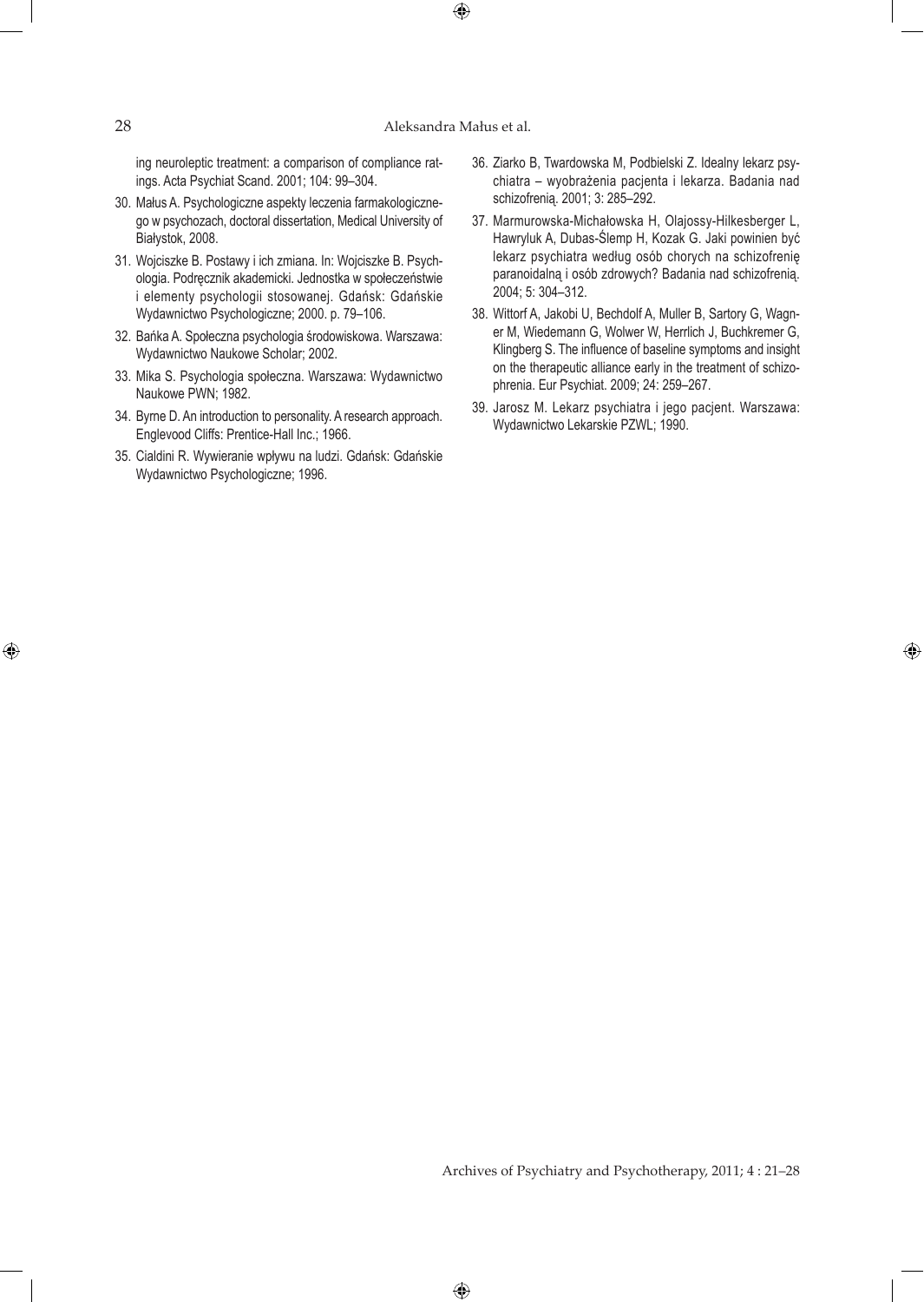ing neuroleptic treatment: a comparison of compliance ratings. Acta Psychiat Scand. 2001; 104: 99–304.

30. Małus A. Psychologiczne aspekty leczenia farmakologicznego w psychozach, doctoral dissertation, Medical University of Białystok, 2008.
31. Wojciszke B. Postawy i ich zmiana. In: Wojciszke B. Psychologia. Podręcznik akademicki. Jednostka w społeczeństwie i elementy psychologii stosowanej. Gdańsk: Gdańskie Wydawnictwo Psychologiczne; 2000. p. 79–106.
32. Bańka A. Społeczna psychologia środowiskowa. Warszawa: Wydawnictwo Naukowe Scholar; 2002.
33. Mika S. Psychologia społeczna. Warszawa: Wydawnictwo Naukowe PWN; 1982.
34. Byrne D. An introduction to personality. A research approach. Englevood Cliffs: Prentice-Hall Inc.; 1966.
35. Cialdini R. Wywieranie wpływu na ludzi. Gdańsk: Gdańskie Wydawnictwo Psychologiczne; 1996.
36. Ziarko B, Twardowska M, Podbielski Z. Idealny lekarz psychiatra – wyobrażenia pacjenta i lekarza. Badania nad schizofrenią. 2001; 3: 285–292.
37. Marmurowska-Michałowska H, Olajossy-Hilkesberger L, Hawryluk A, Dubas-Ślemp H, Kozak G. Jaki powinien być lekarz psychiatra według osób chorych na schizofrenię paranoidalną i osób zdrowych? Badania nad schizofrenią. 2004; 5: 304–312.
38. Wittorf A, Jakobi U, Bechdolf A, Muller B, Sartory G, Wagner M, Wiedemann G, Wolwer W, Herrlich J, Buchkremer G, Klingberg S. The influence of baseline symptoms and insight on the therapeutic alliance early in the treatment of schizophrenia. Eur Psychiat. 2009; 24: 259–267.
39. Jarosz M. Lekarz psychiatra i jego pacjent. Warszawa: Wydawnictwo Lekarskie PZWL; 1990.